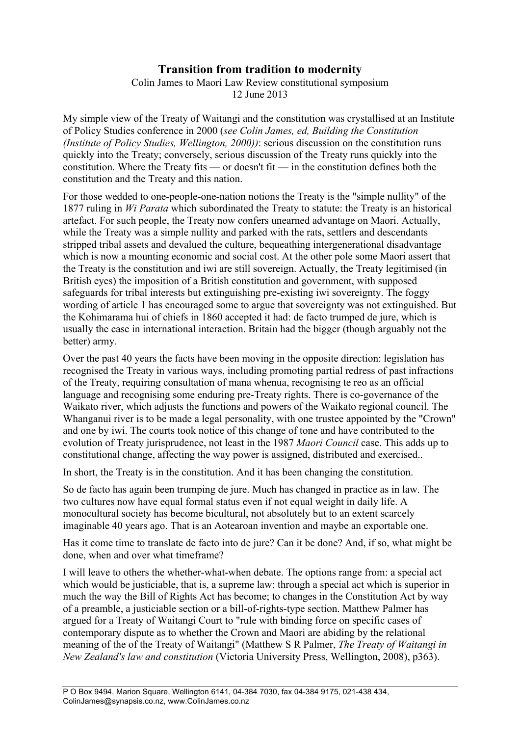# Transition from tradition to modernity

Colin James to Maori Law Review constitutional symposium
12 June 2013

My simple view of the Treaty of Waitangi and the constitution was crystallised at an Institute of Policy Studies conference in 2000 (*see Colin James, ed, Building the Constitution (Institute of Policy Studies, Wellington, 2000))*: serious discussion on the constitution runs quickly into the Treaty; conversely, serious discussion of the Treaty runs quickly into the constitution. Where the Treaty fits — or doesn't fit — in the constitution defines both the constitution and the Treaty and this nation.

For those wedded to one-people-one-nation notions the Treaty is the "simple nullity" of the 1877 ruling in *Wi Parata* which subordinated the Treaty to statute: the Treaty is an historical artefact. For such people, the Treaty now confers unearned advantage on Maori. Actually, while the Treaty was a simple nullity and parked with the rats, settlers and descendants stripped tribal assets and devalued the culture, bequeathing intergenerational disadvantage which is now a mounting economic and social cost. At the other pole some Maori assert that the Treaty is the constitution and iwi are still sovereign. Actually, the Treaty legitimised (in British eyes) the imposition of a British constitution and government, with supposed safeguards for tribal interests but extinguishing pre-existing iwi sovereignty. The foggy wording of article 1 has encouraged some to argue that sovereignty was not extinguished. But the Kohimarama hui of chiefs in 1860 accepted it had: de facto trumped de jure, which is usually the case in international interaction. Britain had the bigger (though arguably not the better) army.

Over the past 40 years the facts have been moving in the opposite direction: legislation has recognised the Treaty in various ways, including promoting partial redress of past infractions of the Treaty, requiring consultation of mana whenua, recognising te reo as an official language and recognising some enduring pre-Treaty rights. There is co-governance of the Waikato river, which adjusts the functions and powers of the Waikato regional council. The Whanganui river is to be made a legal personality, with one trustee appointed by the "Crown" and one by iwi. The courts took notice of this change of tone and have contributed to the evolution of Treaty jurisprudence, not least in the 1987 *Maori Council* case. This adds up to constitutional change, affecting the way power is assigned, distributed and exercised..

In short, the Treaty is in the constitution. And it has been changing the constitution.

So de facto has again been trumping de jure. Much has changed in practice as in law. The two cultures now have equal formal status even if not equal weight in daily life. A monocultural society has become bicultural, not absolutely but to an extent scarcely imaginable 40 years ago. That is an Aotearoan invention and maybe an exportable one.

Has it come time to translate de facto into de jure? Can it be done? And, if so, what might be done, when and over what timeframe?

I will leave to others the whether-what-when debate. The options range from: a special act which would be justiciable, that is, a supreme law; through a special act which is superior in much the way the Bill of Rights Act has become; to changes in the Constitution Act by way of a preamble, a justiciable section or a bill-of-rights-type section. Matthew Palmer has argued for a Treaty of Waitangi Court to "rule with binding force on specific cases of contemporary dispute as to whether the Crown and Maori are abiding by the relational meaning of the of the Treaty of Waitangi" (Matthew S R Palmer, *The Treaty of Waitangi in New Zealand's law and constitution* (Victoria University Press, Wellington, 2008), p363).

P O Box 9494, Marion Square, Wellington 6141, 04-384 7030, fax 04-384 9175, 021-438 434, ColinJames@synapsis.co.nz, www.ColinJames.co.nz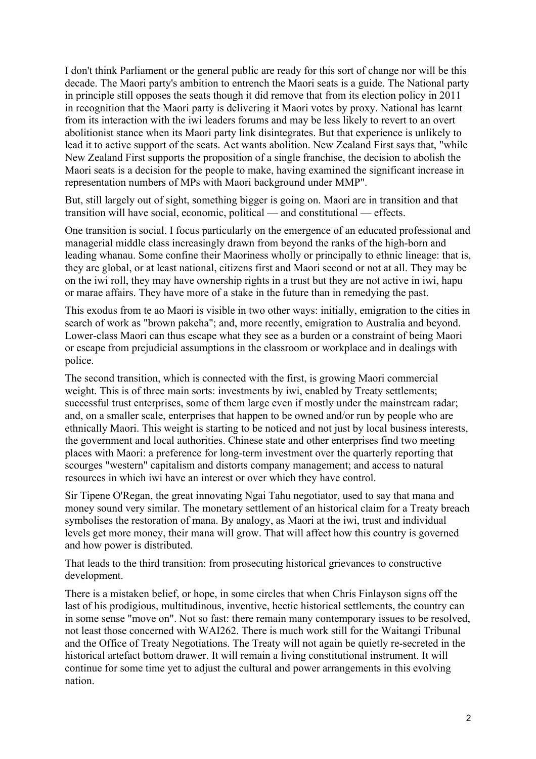I don't think Parliament or the general public are ready for this sort of change nor will be this decade. The Maori party's ambition to entrench the Maori seats is a guide. The National party in principle still opposes the seats though it did remove that from its election policy in 2011 in recognition that the Maori party is delivering it Maori votes by proxy. National has learnt from its interaction with the iwi leaders forums and may be less likely to revert to an overt abolitionist stance when its Maori party link disintegrates. But that experience is unlikely to lead it to active support of the seats. Act wants abolition. New Zealand First says that, "while New Zealand First supports the proposition of a single franchise, the decision to abolish the Maori seats is a decision for the people to make, having examined the significant increase in representation numbers of MPs with Maori background under MMP".

But, still largely out of sight, something bigger is going on. Maori are in transition and that transition will have social, economic, political — and constitutional — effects.

One transition is social. I focus particularly on the emergence of an educated professional and managerial middle class increasingly drawn from beyond the ranks of the high-born and leading whanau. Some confine their Maoriness wholly or principally to ethnic lineage: that is, they are global, or at least national, citizens first and Maori second or not at all. They may be on the iwi roll, they may have ownership rights in a trust but they are not active in iwi, hapu or marae affairs. They have more of a stake in the future than in remedying the past.

This exodus from te ao Maori is visible in two other ways: initially, emigration to the cities in search of work as "brown pakeha"; and, more recently, emigration to Australia and beyond. Lower-class Maori can thus escape what they see as a burden or a constraint of being Maori or escape from prejudicial assumptions in the classroom or workplace and in dealings with police.

The second transition, which is connected with the first, is growing Maori commercial weight. This is of three main sorts: investments by iwi, enabled by Treaty settlements; successful trust enterprises, some of them large even if mostly under the mainstream radar; and, on a smaller scale, enterprises that happen to be owned and/or run by people who are ethnically Maori. This weight is starting to be noticed and not just by local business interests, the government and local authorities. Chinese state and other enterprises find two meeting places with Maori: a preference for long-term investment over the quarterly reporting that scourges "western" capitalism and distorts company management; and access to natural resources in which iwi have an interest or over which they have control.

Sir Tipene O'Regan, the great innovating Ngai Tahu negotiator, used to say that mana and money sound very similar. The monetary settlement of an historical claim for a Treaty breach symbolises the restoration of mana. By analogy, as Maori at the iwi, trust and individual levels get more money, their mana will grow. That will affect how this country is governed and how power is distributed.

That leads to the third transition: from prosecuting historical grievances to constructive development.

There is a mistaken belief, or hope, in some circles that when Chris Finlayson signs off the last of his prodigious, multitudinous, inventive, hectic historical settlements, the country can in some sense "move on". Not so fast: there remain many contemporary issues to be resolved, not least those concerned with WAI262. There is much work still for the Waitangi Tribunal and the Office of Treaty Negotiations. The Treaty will not again be quietly re-secreted in the historical artefact bottom drawer. It will remain a living constitutional instrument. It will continue for some time yet to adjust the cultural and power arrangements in this evolving nation.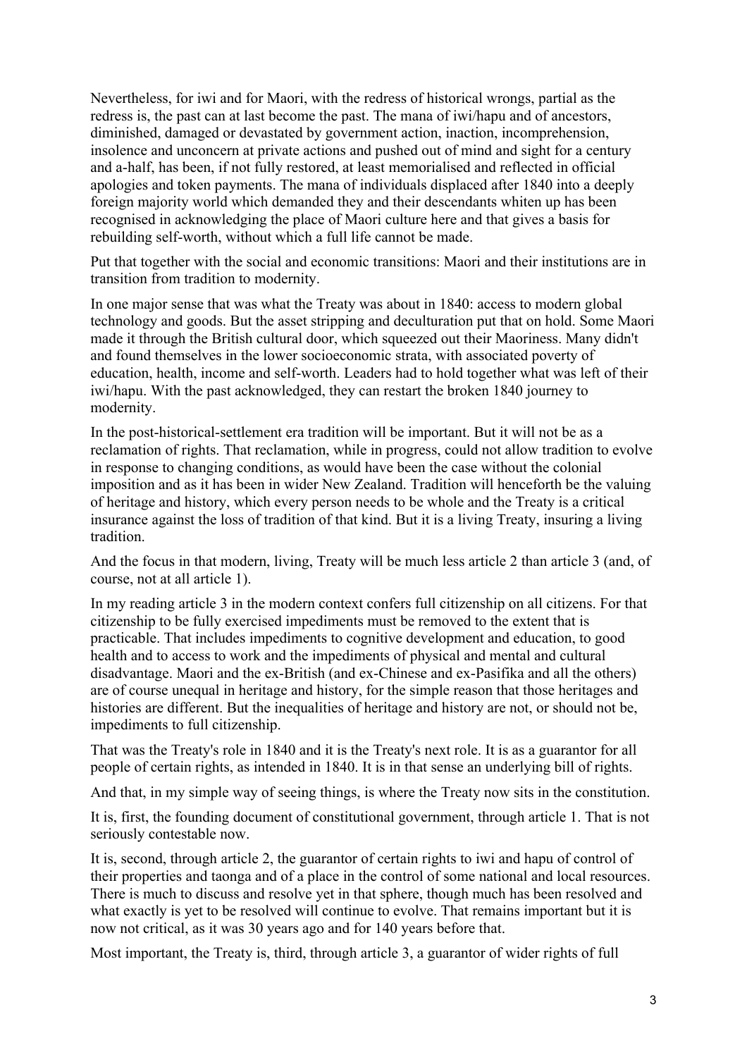Nevertheless, for iwi and for Maori, with the redress of historical wrongs, partial as the redress is, the past can at last become the past. The mana of iwi/hapu and of ancestors, diminished, damaged or devastated by government action, inaction, incomprehension, insolence and unconcern at private actions and pushed out of mind and sight for a century and a-half, has been, if not fully restored, at least memorialised and reflected in official apologies and token payments. The mana of individuals displaced after 1840 into a deeply foreign majority world which demanded they and their descendants whiten up has been recognised in acknowledging the place of Maori culture here and that gives a basis for rebuilding self-worth, without which a full life cannot be made.

Put that together with the social and economic transitions: Maori and their institutions are in transition from tradition to modernity.

In one major sense that was what the Treaty was about in 1840: access to modern global technology and goods. But the asset stripping and deculturation put that on hold. Some Maori made it through the British cultural door, which squeezed out their Maoriness. Many didn't and found themselves in the lower socioeconomic strata, with associated poverty of education, health, income and self-worth. Leaders had to hold together what was left of their iwi/hapu. With the past acknowledged, they can restart the broken 1840 journey to modernity.

In the post-historical-settlement era tradition will be important. But it will not be as a reclamation of rights. That reclamation, while in progress, could not allow tradition to evolve in response to changing conditions, as would have been the case without the colonial imposition and as it has been in wider New Zealand. Tradition will henceforth be the valuing of heritage and history, which every person needs to be whole and the Treaty is a critical insurance against the loss of tradition of that kind. But it is a living Treaty, insuring a living tradition.

And the focus in that modern, living, Treaty will be much less article 2 than article 3 (and, of course, not at all article 1).

In my reading article 3 in the modern context confers full citizenship on all citizens. For that citizenship to be fully exercised impediments must be removed to the extent that is practicable. That includes impediments to cognitive development and education, to good health and to access to work and the impediments of physical and mental and cultural disadvantage. Maori and the ex-British (and ex-Chinese and ex-Pasifika and all the others) are of course unequal in heritage and history, for the simple reason that those heritages and histories are different. But the inequalities of heritage and history are not, or should not be, impediments to full citizenship.

That was the Treaty's role in 1840 and it is the Treaty's next role. It is as a guarantor for all people of certain rights, as intended in 1840. It is in that sense an underlying bill of rights.

And that, in my simple way of seeing things, is where the Treaty now sits in the constitution.

It is, first, the founding document of constitutional government, through article 1. That is not seriously contestable now.

It is, second, through article 2, the guarantor of certain rights to iwi and hapu of control of their properties and taonga and of a place in the control of some national and local resources. There is much to discuss and resolve yet in that sphere, though much has been resolved and what exactly is yet to be resolved will continue to evolve. That remains important but it is now not critical, as it was 30 years ago and for 140 years before that.

Most important, the Treaty is, third, through article 3, a guarantor of wider rights of full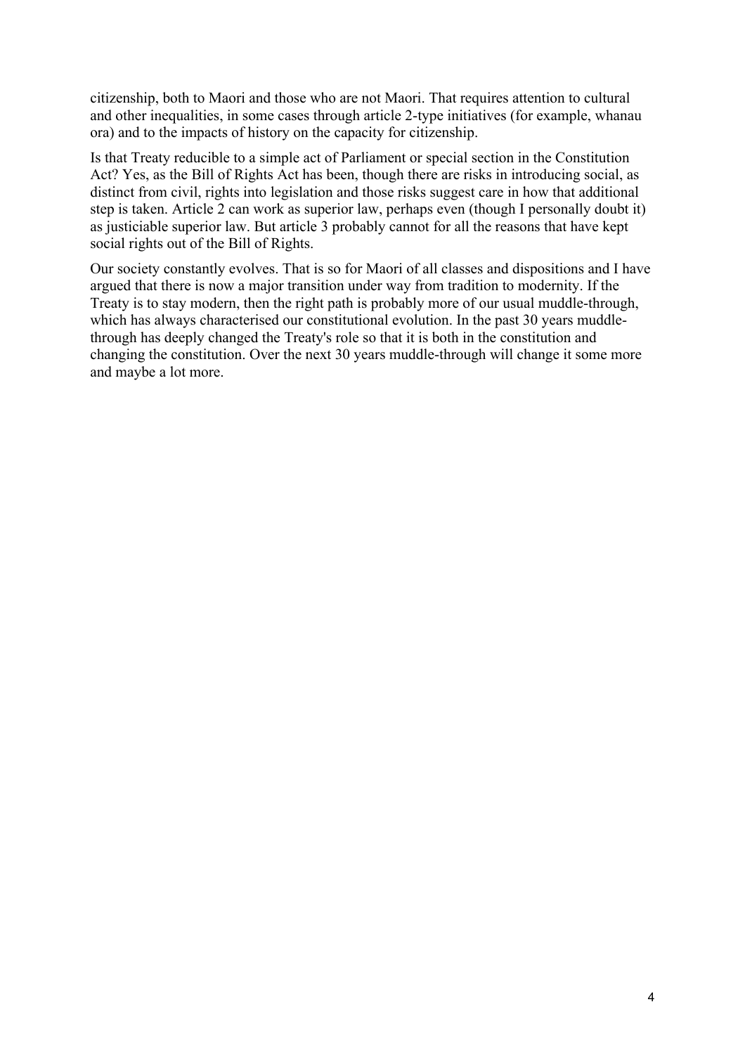citizenship, both to Maori and those who are not Maori. That requires attention to cultural and other inequalities, in some cases through article 2-type initiatives (for example, whanau ora) and to the impacts of history on the capacity for citizenship.

Is that Treaty reducible to a simple act of Parliament or special section in the Constitution Act? Yes, as the Bill of Rights Act has been, though there are risks in introducing social, as distinct from civil, rights into legislation and those risks suggest care in how that additional step is taken. Article 2 can work as superior law, perhaps even (though I personally doubt it) as justiciable superior law. But article 3 probably cannot for all the reasons that have kept social rights out of the Bill of Rights.

Our society constantly evolves. That is so for Maori of all classes and dispositions and I have argued that there is now a major transition under way from tradition to modernity. If the Treaty is to stay modern, then the right path is probably more of our usual muddle-through, which has always characterised our constitutional evolution. In the past 30 years muddle-through has deeply changed the Treaty's role so that it is both in the constitution and changing the constitution. Over the next 30 years muddle-through will change it some more and maybe a lot more.